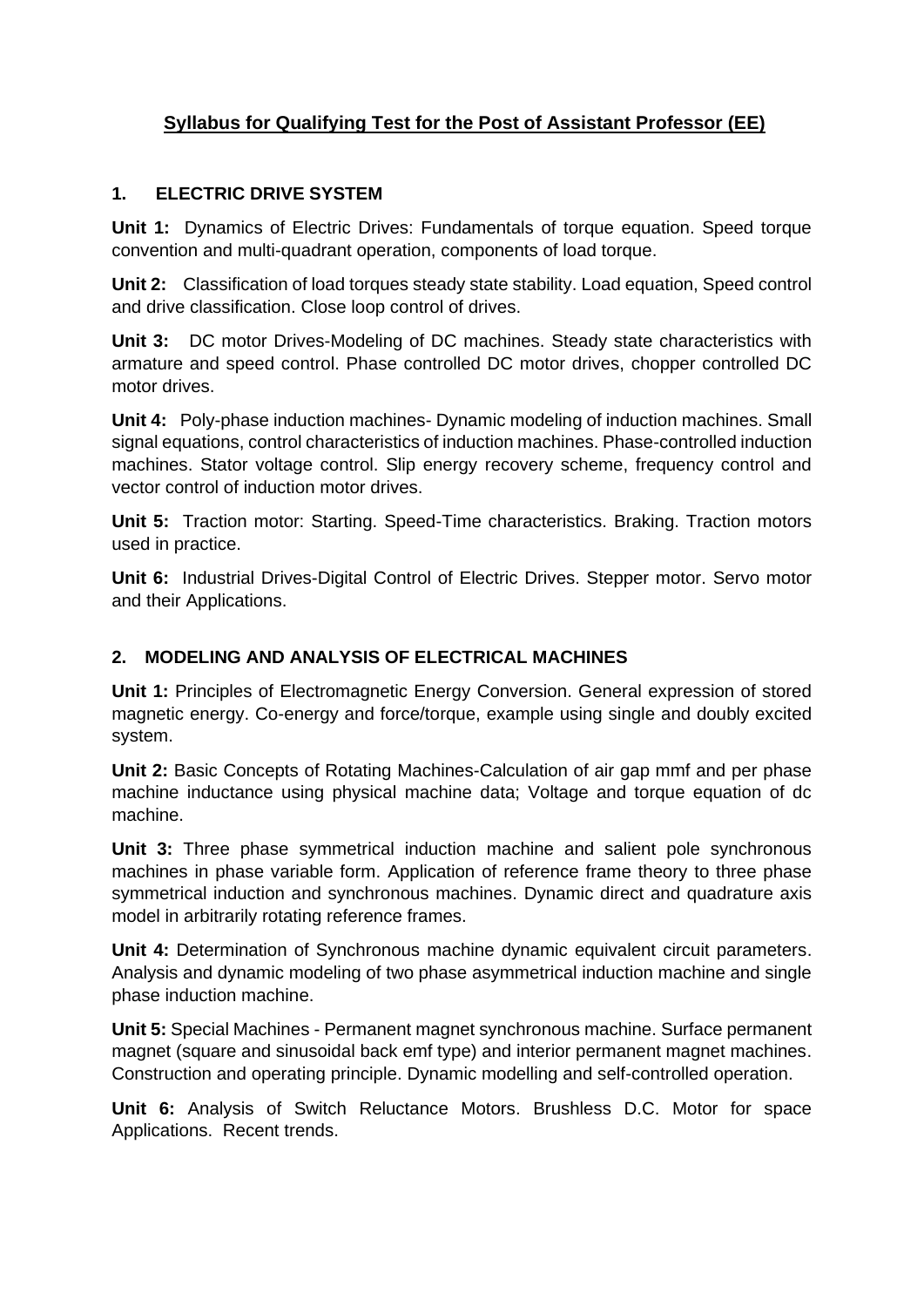# Syllabus for Qualifying Test for the Post of Assistant Professor (EE)

## 1. ELECTRIC DRIVE SYSTEM

**Unit 1:** Dynamics of Electric Drives: Fundamentals of torque equation. Speed torque convention and multi-quadrant operation, components of load torque.

**Unit 2:** Classification of load torques steady state stability. Load equation, Speed control and drive classification. Close loop control of drives.

**Unit 3:** DC motor Drives-Modeling of DC machines. Steady state characteristics with armature and speed control. Phase controlled DC motor drives, chopper controlled DC motor drives.

**Unit 4:** Poly-phase induction machines- Dynamic modeling of induction machines. Small signal equations, control characteristics of induction machines. Phase-controlled induction machines. Stator voltage control. Slip energy recovery scheme, frequency control and vector control of induction motor drives.

**Unit 5:** Traction motor: Starting. Speed-Time characteristics. Braking. Traction motors used in practice.

**Unit 6:** Industrial Drives-Digital Control of Electric Drives. Stepper motor. Servo motor and their Applications.

## 2. MODELING AND ANALYSIS OF ELECTRICAL MACHINES

**Unit 1:** Principles of Electromagnetic Energy Conversion. General expression of stored magnetic energy. Co-energy and force/torque, example using single and doubly excited system.

**Unit 2:** Basic Concepts of Rotating Machines-Calculation of air gap mmf and per phase machine inductance using physical machine data; Voltage and torque equation of dc machine.

**Unit 3:** Three phase symmetrical induction machine and salient pole synchronous machines in phase variable form. Application of reference frame theory to three phase symmetrical induction and synchronous machines. Dynamic direct and quadrature axis model in arbitrarily rotating reference frames.

**Unit 4:** Determination of Synchronous machine dynamic equivalent circuit parameters. Analysis and dynamic modeling of two phase asymmetrical induction machine and single phase induction machine.

**Unit 5:** Special Machines - Permanent magnet synchronous machine. Surface permanent magnet (square and sinusoidal back emf type) and interior permanent magnet machines. Construction and operating principle. Dynamic modelling and self-controlled operation.

**Unit 6:** Analysis of Switch Reluctance Motors. Brushless D.C. Motor for space Applications. Recent trends.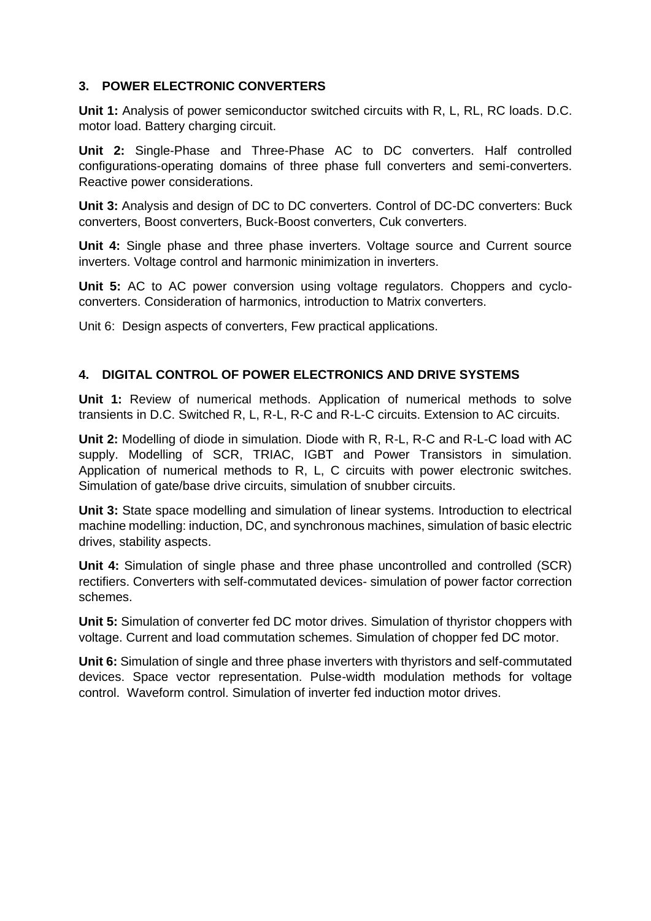### 3. POWER ELECTRONIC CONVERTERS

**Unit 1:** Analysis of power semiconductor switched circuits with R, L, RL, RC loads. D.C. motor load. Battery charging circuit.

**Unit 2:** Single-Phase and Three-Phase AC to DC converters. Half controlled configurations-operating domains of three phase full converters and semi-converters. Reactive power considerations.

**Unit 3:** Analysis and design of DC to DC converters. Control of DC-DC converters: Buck converters, Boost converters, Buck-Boost converters, Cuk converters.

**Unit 4:** Single phase and three phase inverters. Voltage source and Current source inverters. Voltage control and harmonic minimization in inverters.

**Unit 5:** AC to AC power conversion using voltage regulators. Choppers and cyclo-converters. Consideration of harmonics, introduction to Matrix converters.

Unit 6: Design aspects of converters, Few practical applications.

### 4. DIGITAL CONTROL OF POWER ELECTRONICS AND DRIVE SYSTEMS

**Unit 1:** Review of numerical methods. Application of numerical methods to solve transients in D.C. Switched R, L, R-L, R-C and R-L-C circuits. Extension to AC circuits.

**Unit 2:** Modelling of diode in simulation. Diode with R, R-L, R-C and R-L-C load with AC supply. Modelling of SCR, TRIAC, IGBT and Power Transistors in simulation. Application of numerical methods to R, L, C circuits with power electronic switches. Simulation of gate/base drive circuits, simulation of snubber circuits.

**Unit 3:** State space modelling and simulation of linear systems. Introduction to electrical machine modelling: induction, DC, and synchronous machines, simulation of basic electric drives, stability aspects.

**Unit 4:** Simulation of single phase and three phase uncontrolled and controlled (SCR) rectifiers. Converters with self-commutated devices- simulation of power factor correction schemes.

**Unit 5:** Simulation of converter fed DC motor drives. Simulation of thyristor choppers with voltage. Current and load commutation schemes. Simulation of chopper fed DC motor.

**Unit 6:** Simulation of single and three phase inverters with thyristors and self-commutated devices. Space vector representation. Pulse-width modulation methods for voltage control. Waveform control. Simulation of inverter fed induction motor drives.